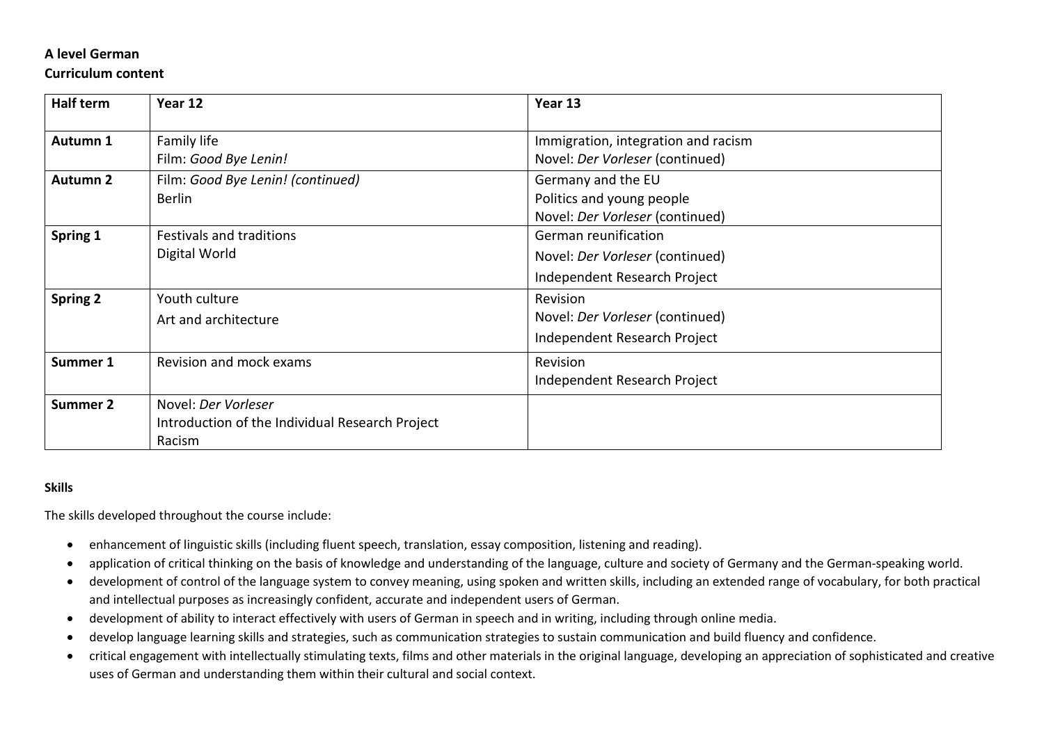**A level German**

**Curriculum content**

| **Half term** | **Year 12** | **Year 13** |
|---|---|---|
| **Autumn 1** | Family life<br>Film: *Good Bye Lenin!* | Immigration, integration and racism<br>Novel: *Der Vorleser* (continued) |
| **Autumn 2** | Film: *Good Bye Lenin! (continued)*<br>Berlin | Germany and the EU<br>Politics and young people<br>Novel: *Der Vorleser* (continued) |
| **Spring 1** | Festivals and traditions<br>Digital World | German reunification<br>Novel: *Der Vorleser* (continued)<br>Independent Research Project |
| **Spring 2** | Youth culture<br>Art and architecture | Revision<br>Novel: *Der Vorleser* (continued)<br>Independent Research Project |
| **Summer 1** | Revision and mock exams | Revision<br>Independent Research Project |
| **Summer 2** | Novel: *Der Vorleser*<br>Introduction of the Individual Research Project<br>Racism | |

**Skills**

The skills developed throughout the course include:

- enhancement of linguistic skills (including fluent speech, translation, essay composition, listening and reading).
- application of critical thinking on the basis of knowledge and understanding of the language, culture and society of Germany and the German-speaking world.
- development of control of the language system to convey meaning, using spoken and written skills, including an extended range of vocabulary, for both practical and intellectual purposes as increasingly confident, accurate and independent users of German.
- development of ability to interact effectively with users of German in speech and in writing, including through online media.
- develop language learning skills and strategies, such as communication strategies to sustain communication and build fluency and confidence.
- critical engagement with intellectually stimulating texts, films and other materials in the original language, developing an appreciation of sophisticated and creative uses of German and understanding them within their cultural and social context.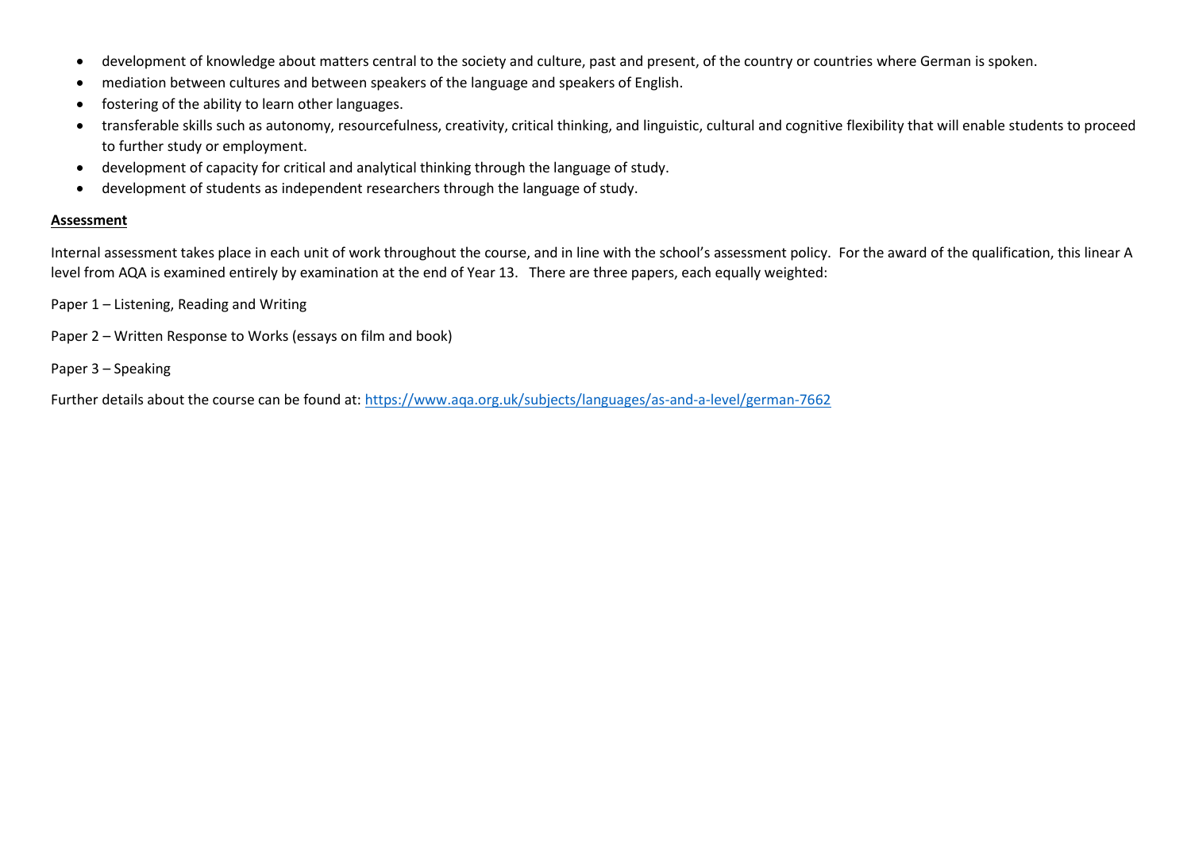- development of knowledge about matters central to the society and culture, past and present, of the country or countries where German is spoken.
- mediation between cultures and between speakers of the language and speakers of English.
- fostering of the ability to learn other languages.
- transferable skills such as autonomy, resourcefulness, creativity, critical thinking, and linguistic, cultural and cognitive flexibility that will enable students to proceed to further study or employment.
- development of capacity for critical and analytical thinking through the language of study.
- development of students as independent researchers through the language of study.

**Assessment**

Internal assessment takes place in each unit of work throughout the course, and in line with the school's assessment policy. For the award of the qualification, this linear A level from AQA is examined entirely by examination at the end of Year 13. There are three papers, each equally weighted:

Paper 1 – Listening, Reading and Writing

Paper 2 – Written Response to Works (essays on film and book)

Paper 3 – Speaking

Further details about the course can be found at: [https://www.aqa.org.uk/subjects/languages/as-and-a-level/german-7662](https://www.aqa.org.uk/subjects/languages/as-and-a-level/german-7662)